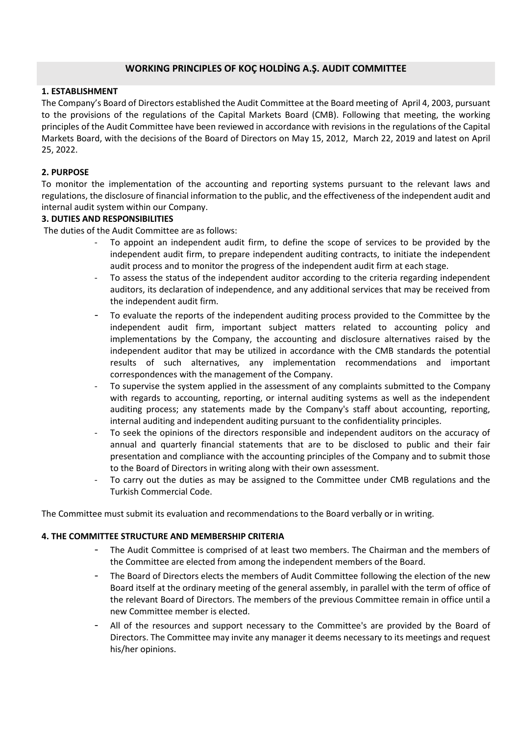# WORKING PRINCIPLES OF KOÇ HOLDİNG A.Ş. AUDIT COMMITTEE

## 1. ESTABLISHMENT

The Company's Board of Directors established the Audit Committee at the Board meeting of April 4, 2003, pursuant to the provisions of the regulations of the Capital Markets Board (CMB). Following that meeting, the working principles of the Audit Committee have been reviewed in accordance with revisions in the regulations of the Capital Markets Board, with the decisions of the Board of Directors on May 15, 2012, March 22, 2019 and latest on April 25, 2022.

## 2. PURPOSE

To monitor the implementation of the accounting and reporting systems pursuant to the relevant laws and regulations, the disclosure of financial information to the public, and the effectiveness of the independent audit and internal audit system within our Company.

## 3. DUTIES AND RESPONSIBILITIES

The duties of the Audit Committee are as follows:

- To appoint an independent audit firm, to define the scope of services to be provided by the independent audit firm, to prepare independent auditing contracts, to initiate the independent audit process and to monitor the progress of the independent audit firm at each stage.
- To assess the status of the independent auditor according to the criteria regarding independent auditors, its declaration of independence, and any additional services that may be received from the independent audit firm.
- To evaluate the reports of the independent auditing process provided to the Committee by the independent audit firm, important subject matters related to accounting policy and implementations by the Company, the accounting and disclosure alternatives raised by the independent auditor that may be utilized in accordance with the CMB standards the potential results of such alternatives, any implementation recommendations and important correspondences with the management of the Company.
- To supervise the system applied in the assessment of any complaints submitted to the Company with regards to accounting, reporting, or internal auditing systems as well as the independent auditing process; any statements made by the Company's staff about accounting, reporting, internal auditing and independent auditing pursuant to the confidentiality principles.
- To seek the opinions of the directors responsible and independent auditors on the accuracy of annual and quarterly financial statements that are to be disclosed to public and their fair presentation and compliance with the accounting principles of the Company and to submit those to the Board of Directors in writing along with their own assessment.
- To carry out the duties as may be assigned to the Committee under CMB regulations and the Turkish Commercial Code.

The Committee must submit its evaluation and recommendations to the Board verbally or in writing.

## 4. THE COMMITTEE STRUCTURE AND MEMBERSHIP CRITERIA

- The Audit Committee is comprised of at least two members. The Chairman and the members of the Committee are elected from among the independent members of the Board.
- The Board of Directors elects the members of Audit Committee following the election of the new Board itself at the ordinary meeting of the general assembly, in parallel with the term of office of the relevant Board of Directors. The members of the previous Committee remain in office until a new Committee member is elected.
- All of the resources and support necessary to the Committee's are provided by the Board of Directors. The Committee may invite any manager it deems necessary to its meetings and request his/her opinions.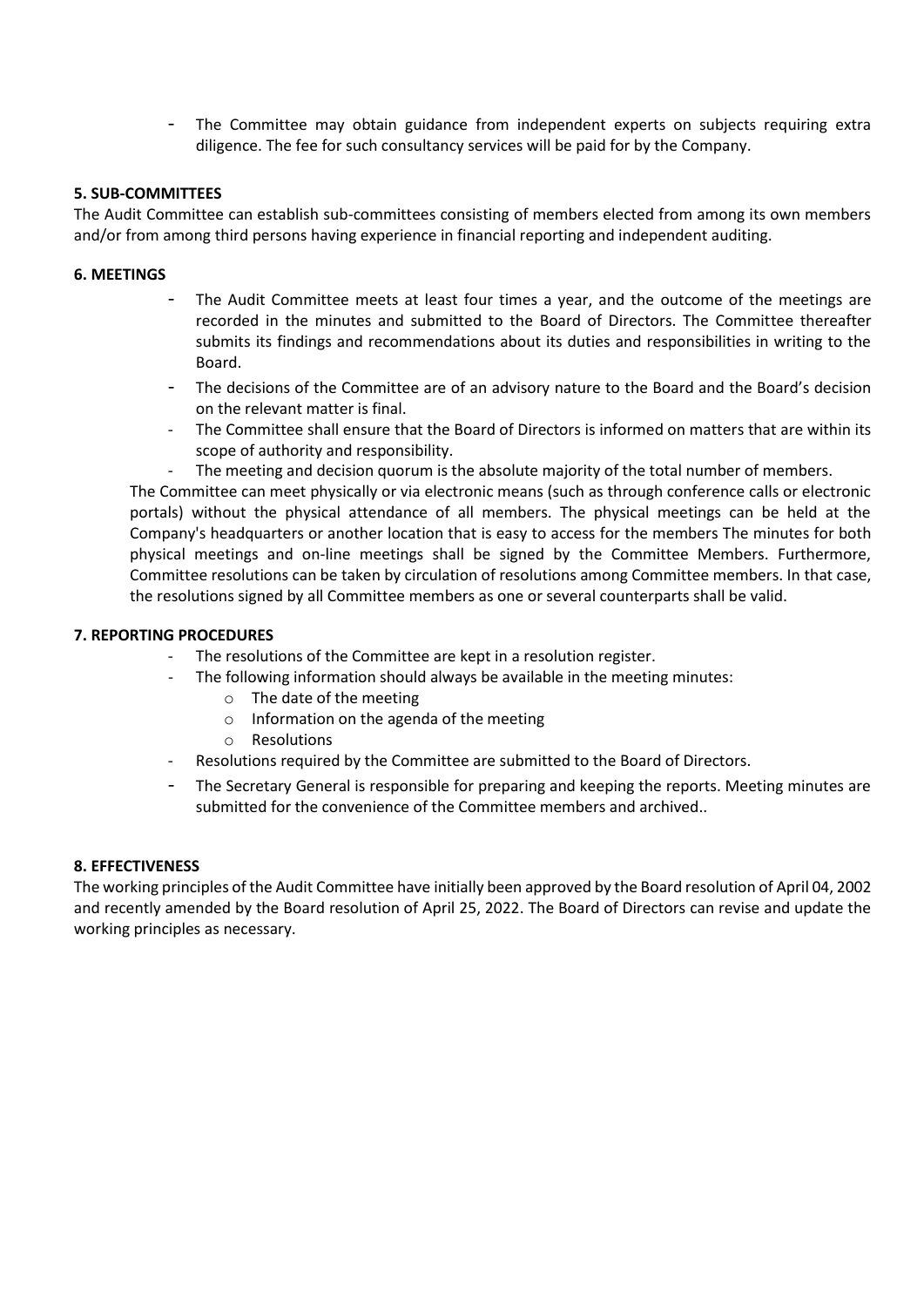- The Committee may obtain guidance from independent experts on subjects requiring extra diligence. The fee for such consultancy services will be paid for by the Company.

**5. SUB-COMMITTEES**

The Audit Committee can establish sub-committees consisting of members elected from among its own members and/or from among third persons having experience in financial reporting and independent auditing.

**6. MEETINGS**

- The Audit Committee meets at least four times a year, and the outcome of the meetings are recorded in the minutes and submitted to the Board of Directors. The Committee thereafter submits its findings and recommendations about its duties and responsibilities in writing to the Board.
- The decisions of the Committee are of an advisory nature to the Board and the Board's decision on the relevant matter is final.
- The Committee shall ensure that the Board of Directors is informed on matters that are within its scope of authority and responsibility.
- The meeting and decision quorum is the absolute majority of the total number of members.

The Committee can meet physically or via electronic means (such as through conference calls or electronic portals) without the physical attendance of all members. The physical meetings can be held at the Company's headquarters or another location that is easy to access for the members The minutes for both physical meetings and on-line meetings shall be signed by the Committee Members. Furthermore, Committee resolutions can be taken by circulation of resolutions among Committee members. In that case, the resolutions signed by all Committee members as one or several counterparts shall be valid.

**7. REPORTING PROCEDURES**

- The resolutions of the Committee are kept in a resolution register.
- The following information should always be available in the meeting minutes:
  - The date of the meeting
  - Information on the agenda of the meeting
  - Resolutions
- Resolutions required by the Committee are submitted to the Board of Directors.
- The Secretary General is responsible for preparing and keeping the reports. Meeting minutes are submitted for the convenience of the Committee members and archived..

**8. EFFECTIVENESS**

The working principles of the Audit Committee have initially been approved by the Board resolution of April 04, 2002 and recently amended by the Board resolution of April 25, 2022. The Board of Directors can revise and update the working principles as necessary.